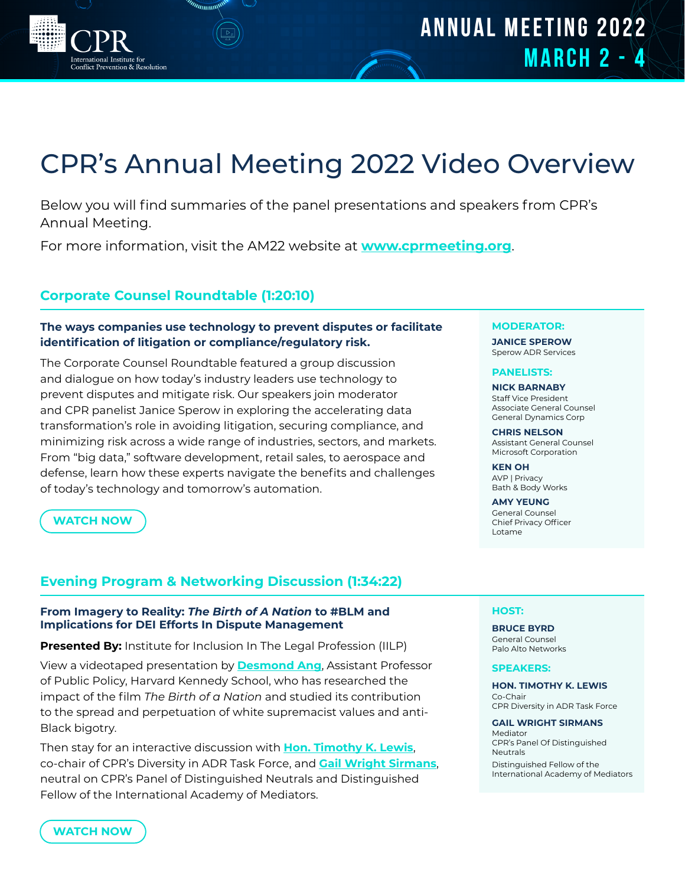CPR International Institute for Conflict Prevention & Resolution

**ANNUAL MEETING 2022**
**MARCH 2 - 4**

# CPR's Annual Meeting 2022 Video Overview

Below you will find summaries of the panel presentations and speakers from CPR's Annual Meeting.

For more information, visit the AM22 website at **[www.cprmeeting.org](http://www.cprmeeting.org)**.

## Corporate Counsel Roundtable (1:20:10)

**The ways companies use technology to prevent disputes or facilitate identification of litigation or compliance/regulatory risk.**

The Corporate Counsel Roundtable featured a group discussion and dialogue on how today's industry leaders use technology to prevent disputes and mitigate risk. Our speakers join moderator and CPR panelist Janice Sperow in exploring the accelerating data transformation's role in avoiding litigation, securing compliance, and minimizing risk across a wide range of industries, sectors, and markets. From "big data," software development, retail sales, to aerospace and defense, learn how these experts navigate the benefits and challenges of today's technology and tomorrow's automation.

**WATCH NOW**

**MODERATOR:**

**JANICE SPEROW**
Sperow ADR Services

**PANELISTS:**

**NICK BARNABY**
Staff Vice President
Associate General Counsel
General Dynamics Corp

**CHRIS NELSON**
Assistant General Counsel
Microsoft Corporation

**KEN OH**
AVP | Privacy
Bath & Body Works

**AMY YEUNG**
General Counsel
Chief Privacy Officer
Lotame

## Evening Program & Networking Discussion (1:34:22)

**From Imagery to Reality: *The Birth of A Nation* to #BLM and Implications for DEI Efforts In Dispute Management**

**Presented By:** Institute for Inclusion In The Legal Profession (IILP)

View a videotaped presentation by **Desmond Ang**, Assistant Professor of Public Policy, Harvard Kennedy School, who has researched the impact of the film *The Birth of a Nation* and studied its contribution to the spread and perpetuation of white supremacist values and anti-Black bigotry.

Then stay for an interactive discussion with **Hon. Timothy K. Lewis**, co-chair of CPR's Diversity in ADR Task Force, and **Gail Wright Sirmans**, neutral on CPR's Panel of Distinguished Neutrals and Distinguished Fellow of the International Academy of Mediators.

**WATCH NOW**

**HOST:**

**BRUCE BYRD**
General Counsel
Palo Alto Networks

**SPEAKERS:**

**HON. TIMOTHY K. LEWIS**
Co-Chair
CPR Diversity in ADR Task Force

**GAIL WRIGHT SIRMANS**
Mediator
CPR's Panel Of Distinguished Neutrals

Distinguished Fellow of the International Academy of Mediators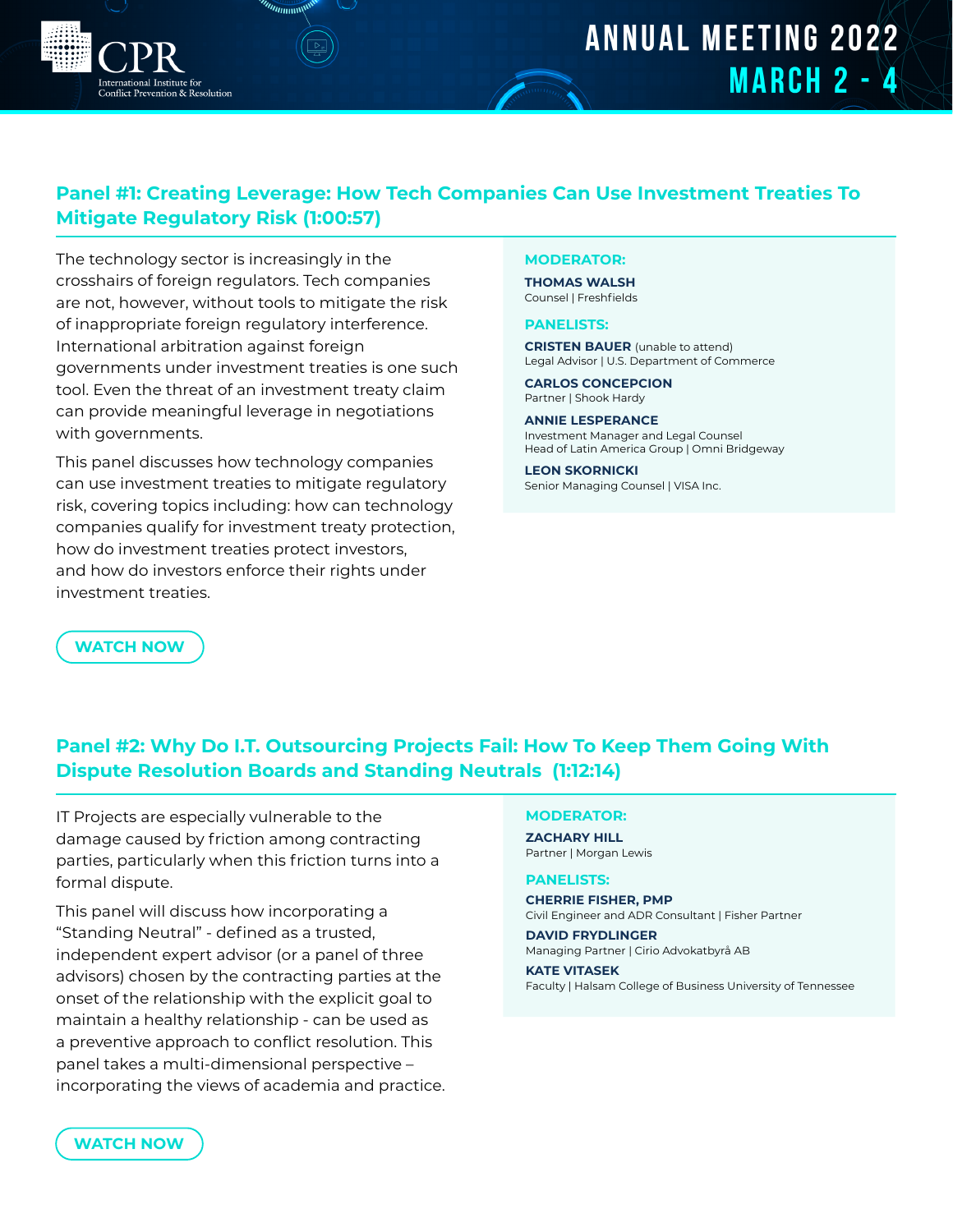## Panel #1: Creating Leverage: How Tech Companies Can Use Investment Treaties To Mitigate Regulatory Risk (1:00:57)

The technology sector is increasingly in the crosshairs of foreign regulators. Tech companies are not, however, without tools to mitigate the risk of inappropriate foreign regulatory interference. International arbitration against foreign governments under investment treaties is one such tool. Even the threat of an investment treaty claim can provide meaningful leverage in negotiations with governments.

This panel discusses how technology companies can use investment treaties to mitigate regulatory risk, covering topics including: how can technology companies qualify for investment treaty protection, how do investment treaties protect investors, and how do investors enforce their rights under investment treaties.

**MODERATOR:**

**THOMAS WALSH**
Counsel | Freshfields

**PANELISTS:**

**CRISTEN BAUER** (unable to attend)
Legal Advisor | U.S. Department of Commerce

**CARLOS CONCEPCION**
Partner | Shook Hardy

**ANNIE LESPERANCE**
Investment Manager and Legal Counsel
Head of Latin America Group | Omni Bridgeway

**LEON SKORNICKI**
Senior Managing Counsel | VISA Inc.

WATCH NOW

## Panel #2: Why Do I.T. Outsourcing Projects Fail: How To Keep Them Going With Dispute Resolution Boards and Standing Neutrals (1:12:14)

IT Projects are especially vulnerable to the damage caused by friction among contracting parties, particularly when this friction turns into a formal dispute.

This panel will discuss how incorporating a "Standing Neutral" - defined as a trusted, independent expert advisor (or a panel of three advisors) chosen by the contracting parties at the onset of the relationship with the explicit goal to maintain a healthy relationship - can be used as a preventive approach to conflict resolution. This panel takes a multi-dimensional perspective – incorporating the views of academia and practice.

**MODERATOR:**

**ZACHARY HILL**
Partner | Morgan Lewis

**PANELISTS:**

**CHERRIE FISHER, PMP**
Civil Engineer and ADR Consultant | Fisher Partner

**DAVID FRYDLINGER**
Managing Partner | Cirio Advokatbyrå AB

**KATE VITASEK**
Faculty | Halsam College of Business University of Tennessee

WATCH NOW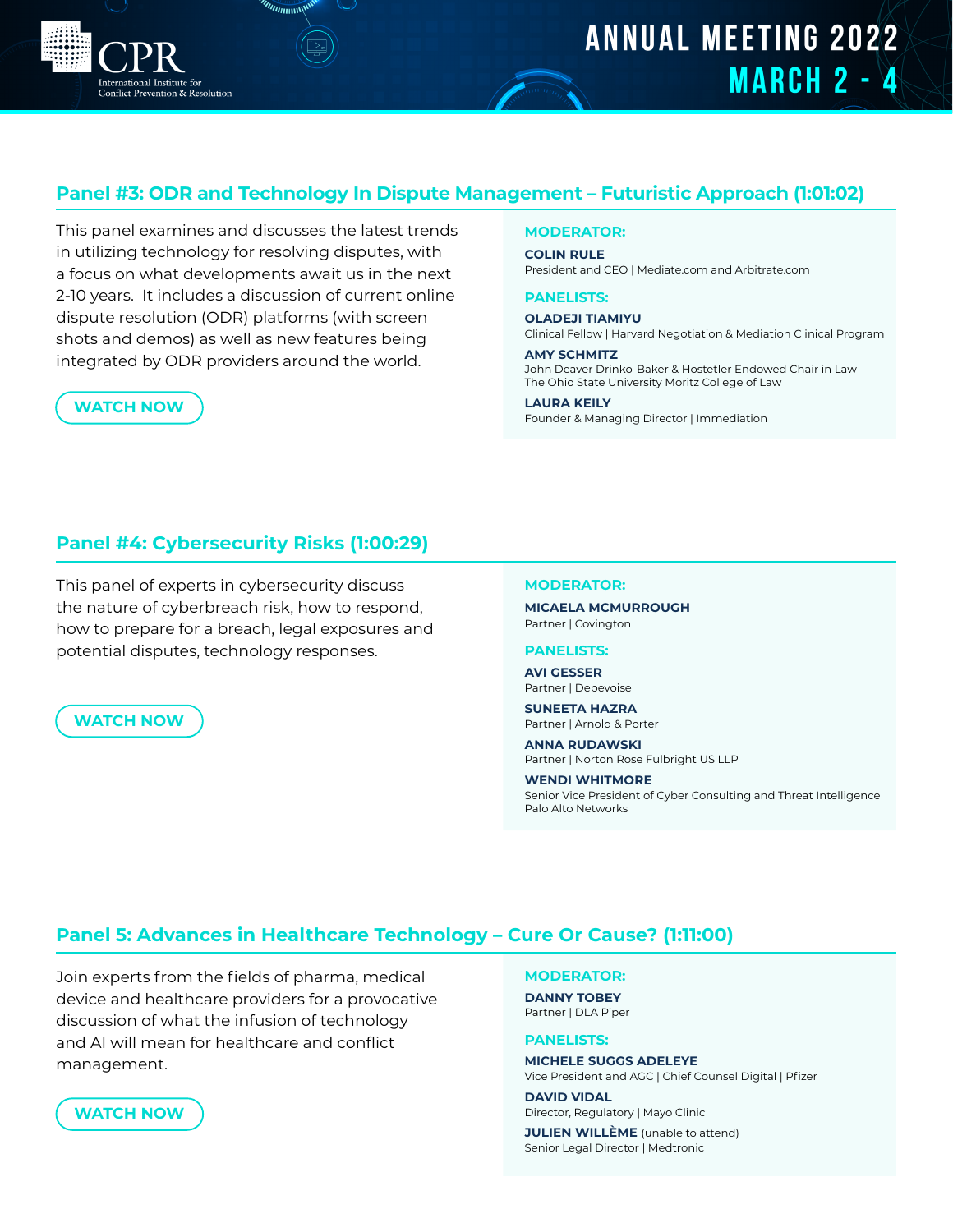## Panel #3: ODR and Technology In Dispute Management – Futuristic Approach (1:01:02)

This panel examines and discusses the latest trends in utilizing technology for resolving disputes, with a focus on what developments await us in the next 2-10 years. It includes a discussion of current online dispute resolution (ODR) platforms (with screen shots and demos) as well as new features being integrated by ODR providers around the world.

WATCH NOW

**MODERATOR:**

**COLIN RULE**
President and CEO | Mediate.com and Arbitrate.com

**PANELISTS:**

**OLADEJI TIAMIYU**
Clinical Fellow | Harvard Negotiation & Mediation Clinical Program

**AMY SCHMITZ**
John Deaver Drinko-Baker & Hostetler Endowed Chair in Law
The Ohio State University Moritz College of Law

**LAURA KEILY**
Founder & Managing Director | Immediation

## Panel #4: Cybersecurity Risks (1:00:29)

This panel of experts in cybersecurity discuss the nature of cyberbreach risk, how to respond, how to prepare for a breach, legal exposures and potential disputes, technology responses.

WATCH NOW

**MODERATOR:**

**MICAELA MCMURROUGH**
Partner | Covington

**PANELISTS:**

**AVI GESSER**
Partner | Debevoise

**SUNEETA HAZRA**
Partner | Arnold & Porter

**ANNA RUDAWSKI**
Partner | Norton Rose Fulbright US LLP

**WENDI WHITMORE**
Senior Vice President of Cyber Consulting and Threat Intelligence
Palo Alto Networks

## Panel 5: Advances in Healthcare Technology – Cure Or Cause? (1:11:00)

Join experts from the fields of pharma, medical device and healthcare providers for a provocative discussion of what the infusion of technology and AI will mean for healthcare and conflict management.

WATCH NOW

**MODERATOR:**

**DANNY TOBEY**
Partner | DLA Piper

**PANELISTS:**

**MICHELE SUGGS ADELEYE**
Vice President and AGC | Chief Counsel Digital | Pfizer

**DAVID VIDAL**
Director, Regulatory | Mayo Clinic

**JULIEN WILLÈME** (unable to attend)
Senior Legal Director | Medtronic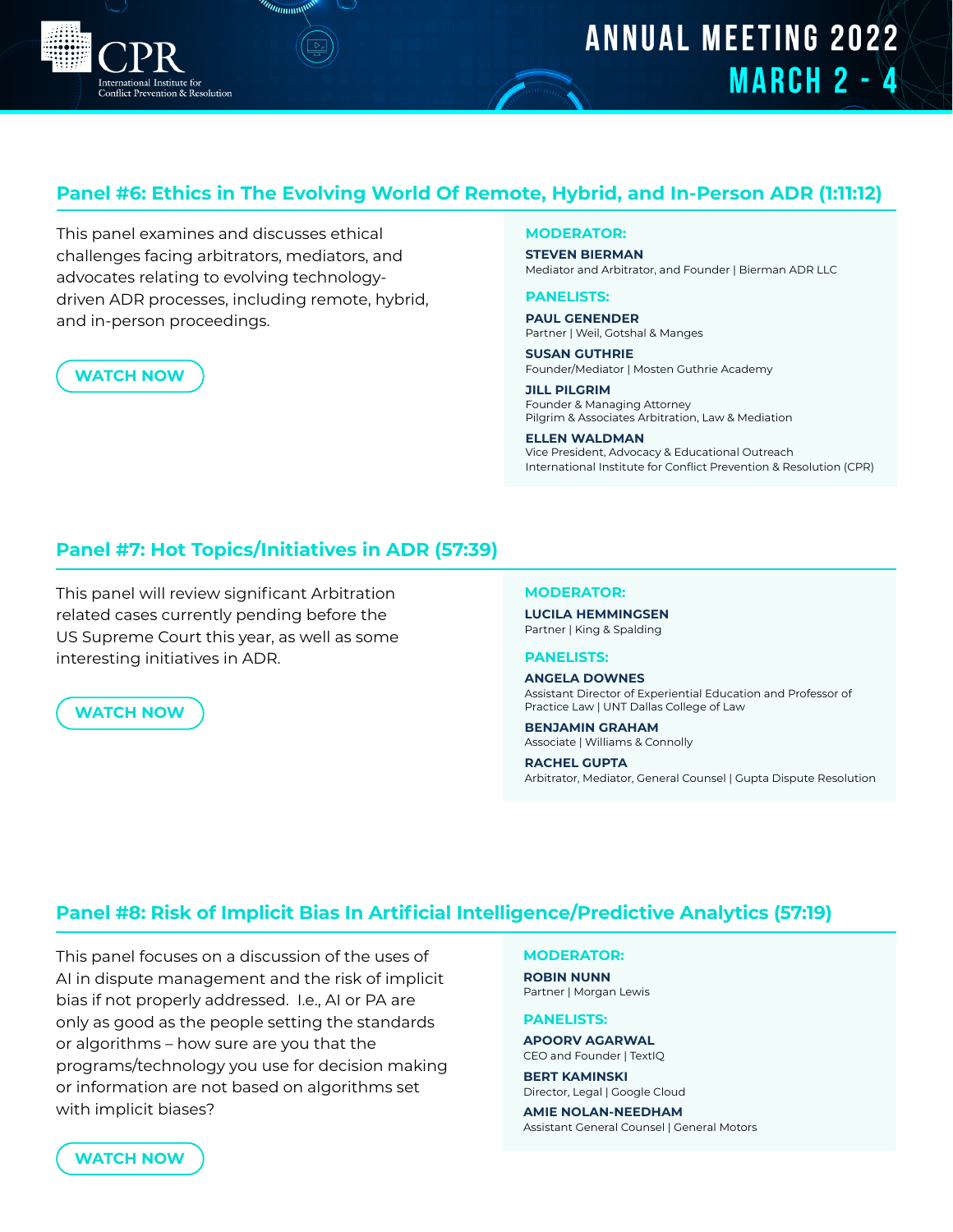## Panel #6: Ethics in The Evolving World Of Remote, Hybrid, and In-Person ADR (1:11:12)

This panel examines and discusses ethical challenges facing arbitrators, mediators, and advocates relating to evolving technology-driven ADR processes, including remote, hybrid, and in-person proceedings.

WATCH NOW

**MODERATOR:**

**STEVEN BIERMAN**
Mediator and Arbitrator, and Founder | Bierman ADR LLC

**PANELISTS:**

**PAUL GENENDER**
Partner | Weil, Gotshal & Manges

**SUSAN GUTHRIE**
Founder/Mediator | Mosten Guthrie Academy

**JILL PILGRIM**
Founder & Managing Attorney
Pilgrim & Associates Arbitration, Law & Mediation

**ELLEN WALDMAN**
Vice President, Advocacy & Educational Outreach
International Institute for Conflict Prevention & Resolution (CPR)

## Panel #7: Hot Topics/Initiatives in ADR (57:39)

This panel will review significant Arbitration related cases currently pending before the US Supreme Court this year, as well as some interesting initiatives in ADR.

WATCH NOW

**MODERATOR:**

**LUCILA HEMMINGSEN**
Partner | King & Spalding

**PANELISTS:**

**ANGELA DOWNES**
Assistant Director of Experiential Education and Professor of Practice Law | UNT Dallas College of Law

**BENJAMIN GRAHAM**
Associate | Williams & Connolly

**RACHEL GUPTA**
Arbitrator, Mediator, General Counsel | Gupta Dispute Resolution

## Panel #8: Risk of Implicit Bias In Artificial Intelligence/Predictive Analytics (57:19)

This panel focuses on a discussion of the uses of AI in dispute management and the risk of implicit bias if not properly addressed. I.e., AI or PA are only as good as the people setting the standards or algorithms – how sure are you that the programs/technology you use for decision making or information are not based on algorithms set with implicit biases?

WATCH NOW

**MODERATOR:**

**ROBIN NUNN**
Partner | Morgan Lewis

**PANELISTS:**

**APOORV AGARWAL**
CEO and Founder | TextIQ

**BERT KAMINSKI**
Director, Legal | Google Cloud

**AMIE NOLAN-NEEDHAM**
Assistant General Counsel | General Motors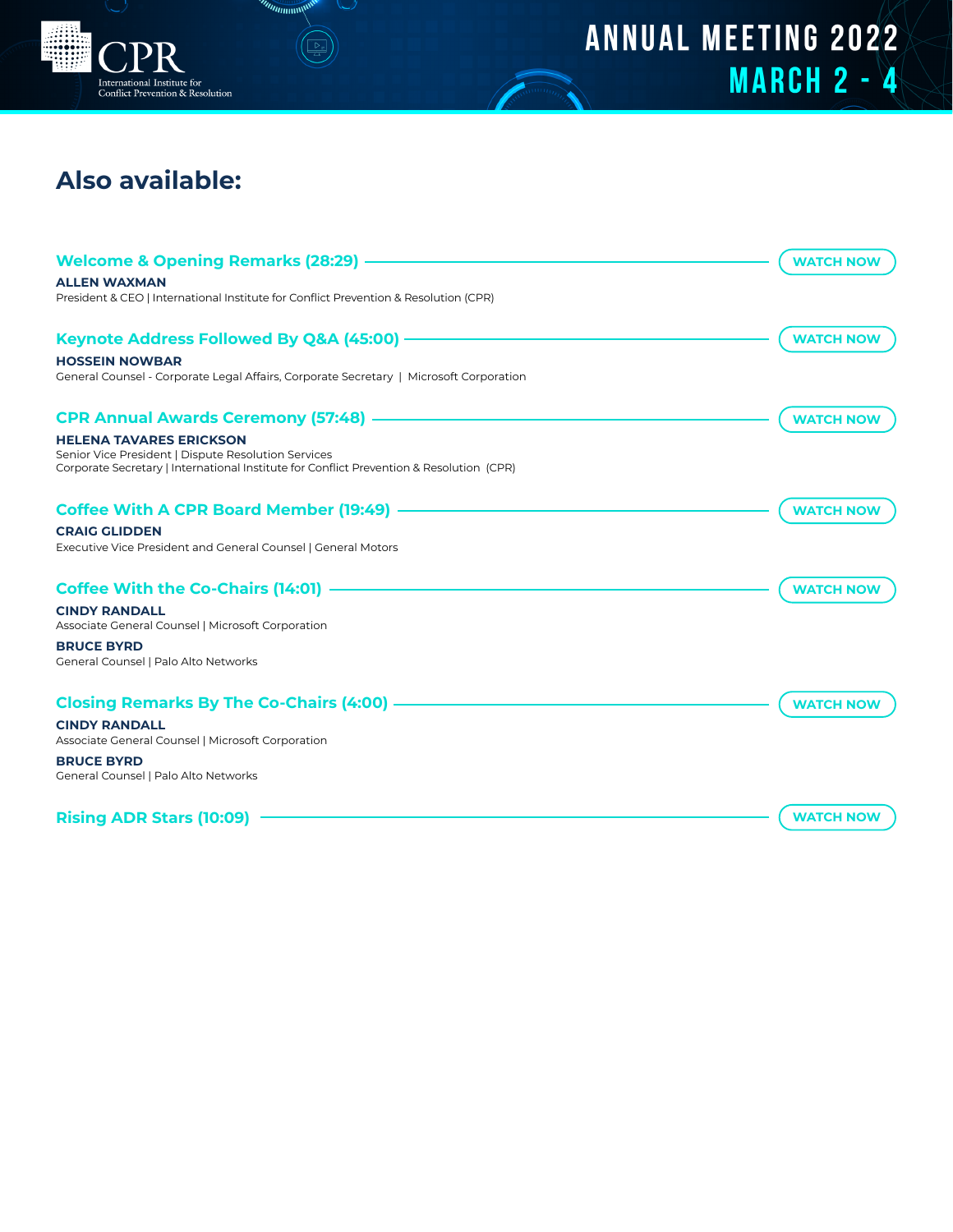## Also available:

### Welcome & Opening Remarks (28:29)

WATCH NOW

**ALLEN WAXMAN**
President & CEO | International Institute for Conflict Prevention & Resolution (CPR)

### Keynote Address Followed By Q&A (45:00)

WATCH NOW

**HOSSEIN NOWBAR**
General Counsel - Corporate Legal Affairs, Corporate Secretary | Microsoft Corporation

### CPR Annual Awards Ceremony (57:48)

WATCH NOW

**HELENA TAVARES ERICKSON**
Senior Vice President | Dispute Resolution Services
Corporate Secretary | International Institute for Conflict Prevention & Resolution (CPR)

### Coffee With A CPR Board Member (19:49)

WATCH NOW

**CRAIG GLIDDEN**
Executive Vice President and General Counsel | General Motors

### Coffee With the Co-Chairs (14:01)

WATCH NOW

**CINDY RANDALL**
Associate General Counsel | Microsoft Corporation

**BRUCE BYRD**
General Counsel | Palo Alto Networks

### Closing Remarks By The Co-Chairs (4:00)

WATCH NOW

**CINDY RANDALL**
Associate General Counsel | Microsoft Corporation

**BRUCE BYRD**
General Counsel | Palo Alto Networks

### Rising ADR Stars (10:09)

WATCH NOW